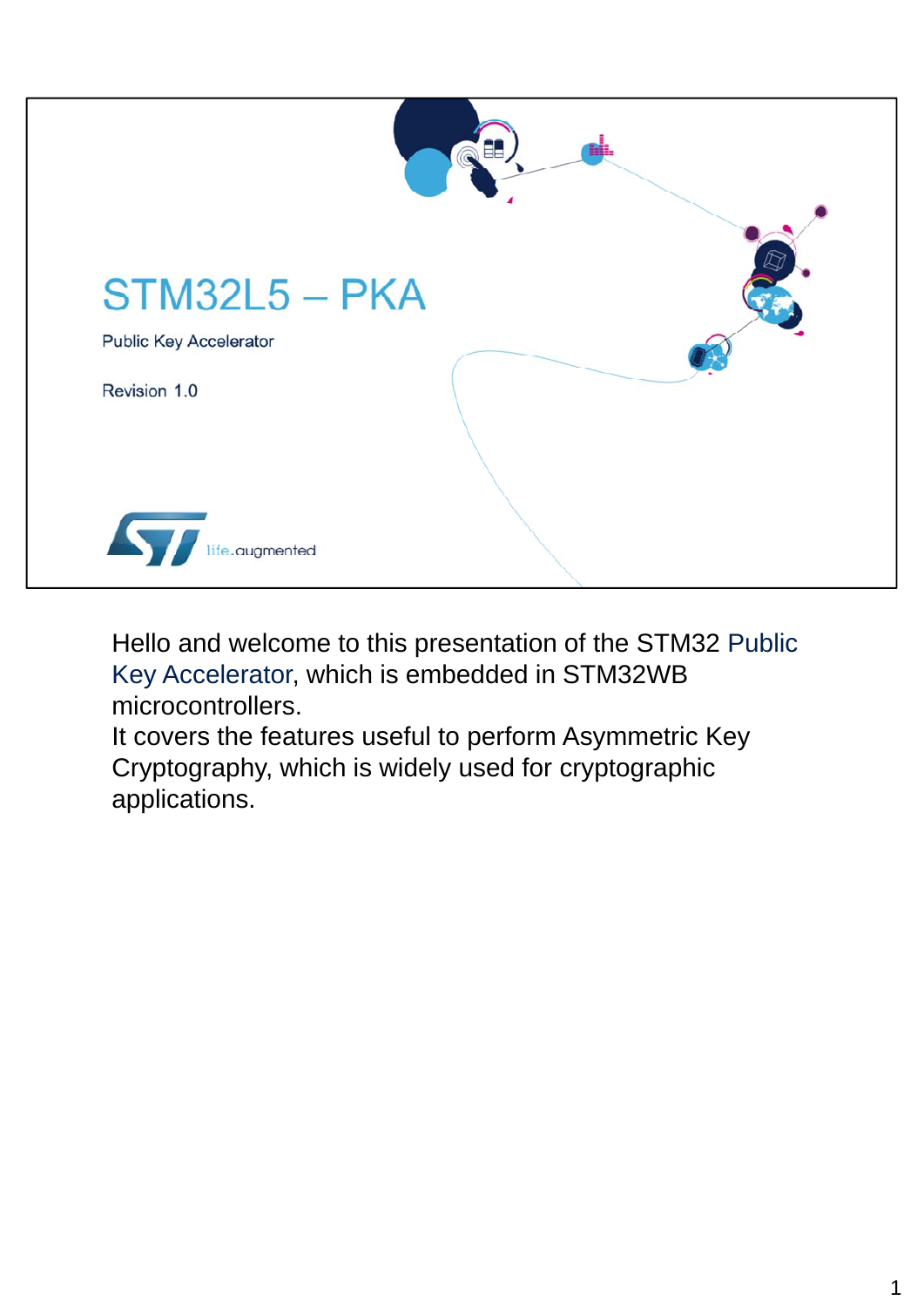# STM32L5 – PKA

Public Key Accelerator

Revision 1.0

life.augmented

Hello and welcome to this presentation of the STM32 Public Key Accelerator, which is embedded in STM32WB microcontrollers.

It covers the features useful to perform Asymmetric Key Cryptography, which is widely used for cryptographic applications.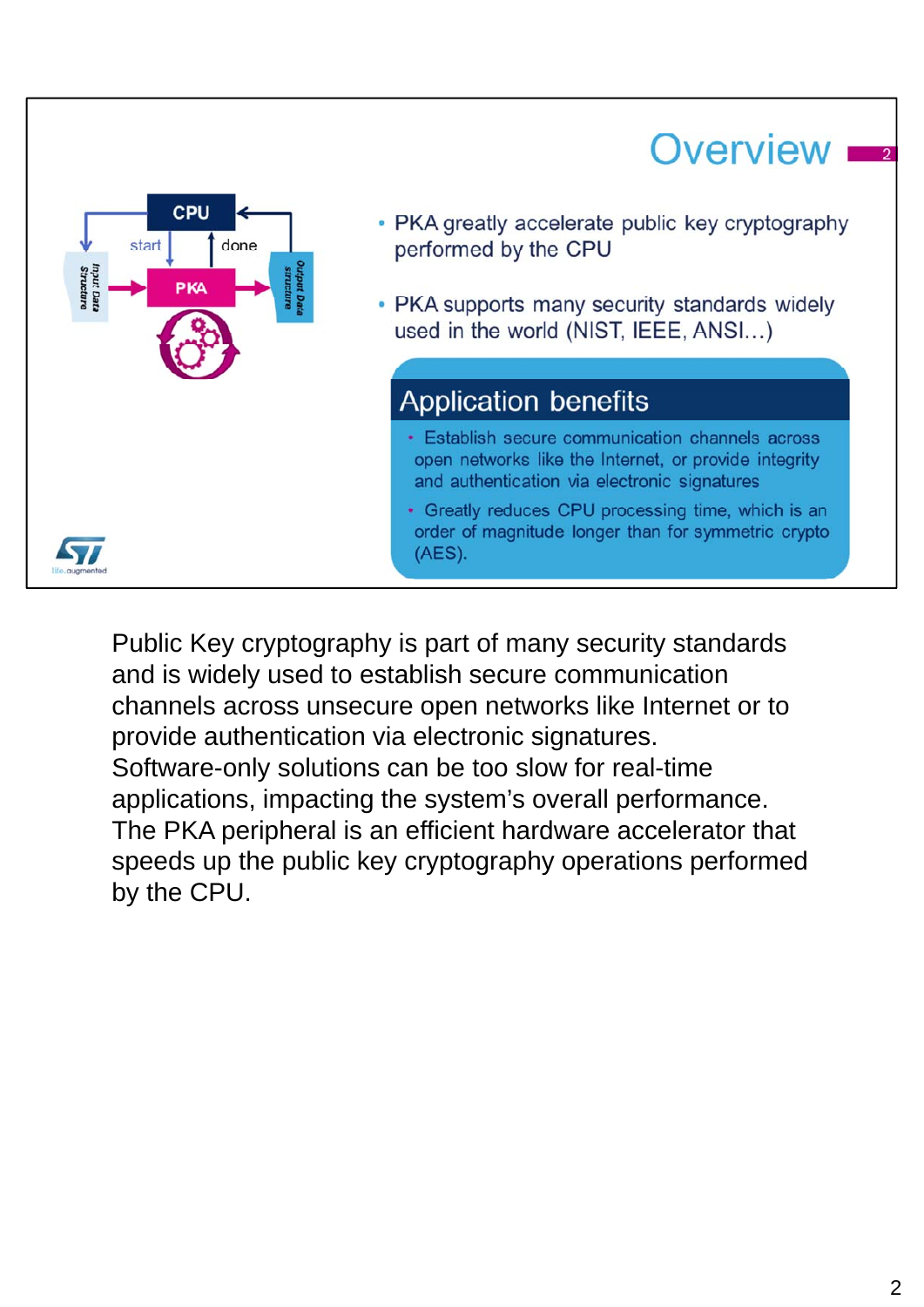# Overview

- PKA greatly accelerate public key cryptography performed by the CPU
- PKA supports many security standards widely used in the world (NIST, IEEE, ANSI…)

## Application benefits

- Establish secure communication channels across open networks like the Internet, or provide integrity and authentication via electronic signatures
- Greatly reduces CPU processing time, which is an order of magnitude longer than for symmetric crypto (AES).

Public Key cryptography is part of many security standards and is widely used to establish secure communication channels across unsecure open networks like Internet or to provide authentication via electronic signatures.
Software-only solutions can be too slow for real-time applications, impacting the system's overall performance.
The PKA peripheral is an efficient hardware accelerator that speeds up the public key cryptography operations performed by the CPU.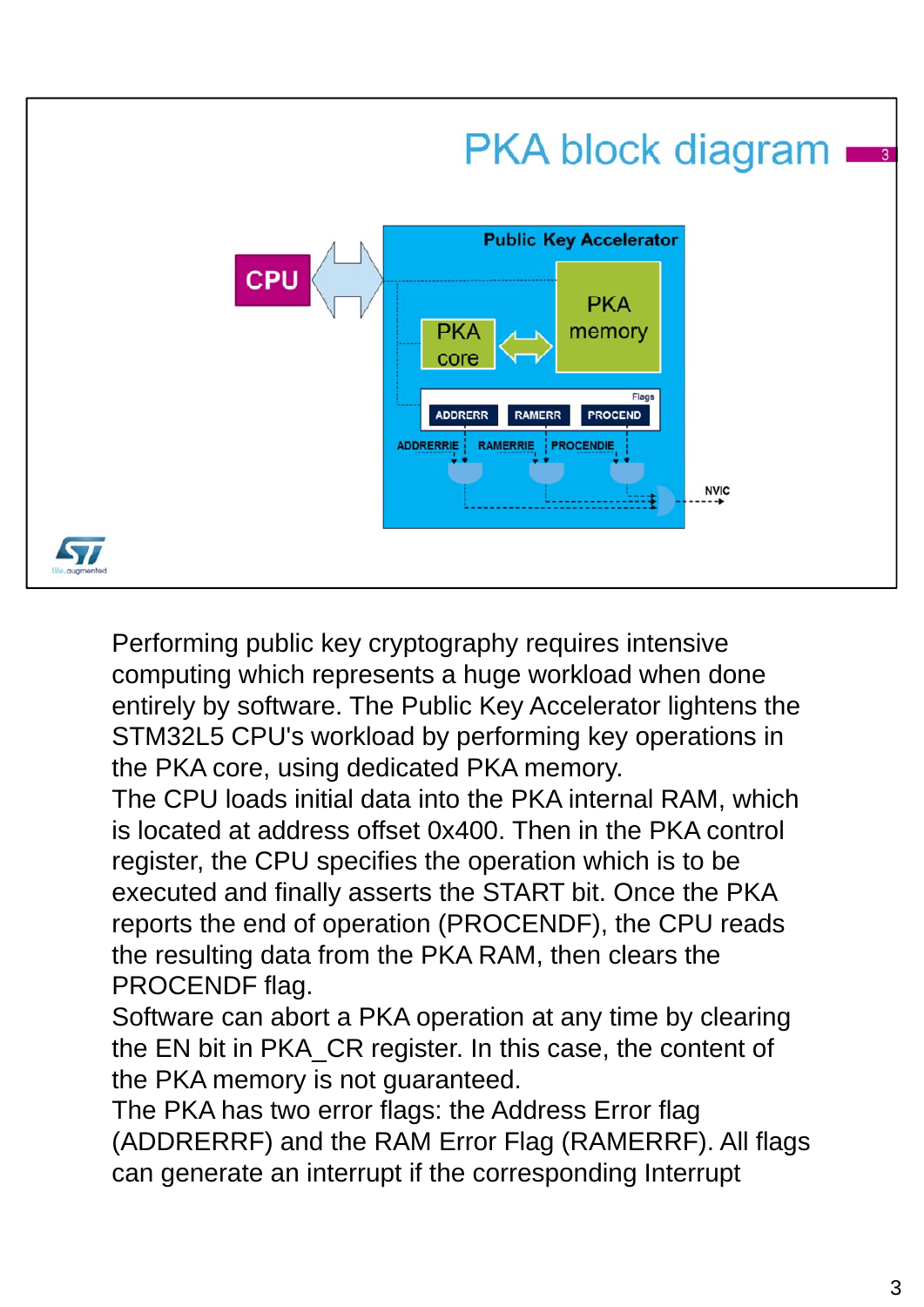# PKA block diagram

Public Key Accelerator

CPU

PKA core

PKA memory

Flags

ADDRERR RAMERR PROCEND

ADDRERRIE RAMERRIE PROCENDIE

NVIC

Performing public key cryptography requires intensive computing which represents a huge workload when done entirely by software. The Public Key Accelerator lightens the STM32L5 CPU's workload by performing key operations in the PKA core, using dedicated PKA memory.

The CPU loads initial data into the PKA internal RAM, which is located at address offset 0x400. Then in the PKA control register, the CPU specifies the operation which is to be executed and finally asserts the START bit. Once the PKA reports the end of operation (PROCENDF), the CPU reads the resulting data from the PKA RAM, then clears the PROCENDF flag.

Software can abort a PKA operation at any time by clearing the EN bit in PKA_CR register. In this case, the content of the PKA memory is not guaranteed.

The PKA has two error flags: the Address Error flag (ADDRERRF) and the RAM Error Flag (RAMERRF). All flags can generate an interrupt if the corresponding Interrupt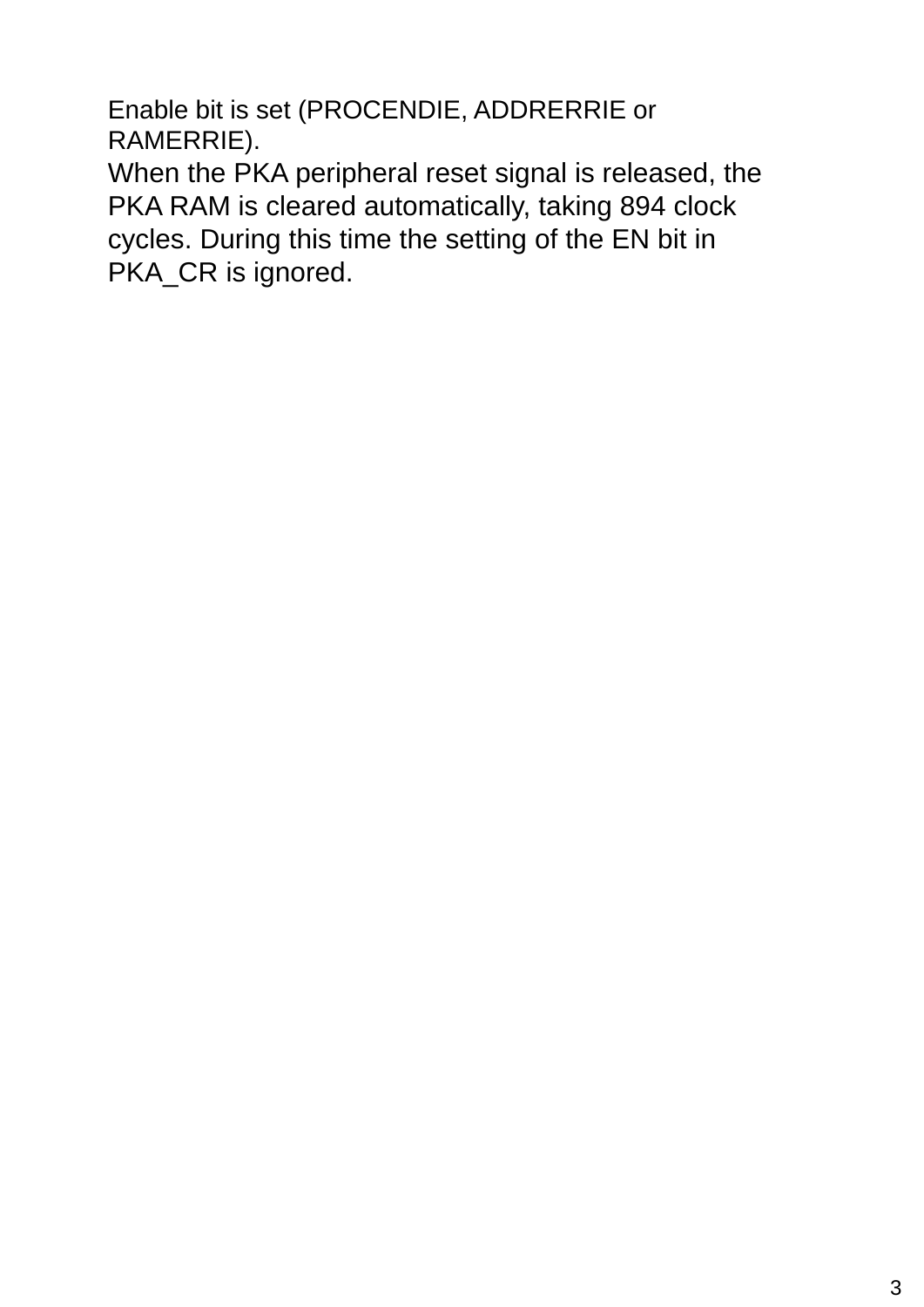Enable bit is set (PROCENDIE, ADDRERRIE or RAMERRIE).

When the PKA peripheral reset signal is released, the PKA RAM is cleared automatically, taking 894 clock cycles. During this time the setting of the EN bit in PKA_CR is ignored.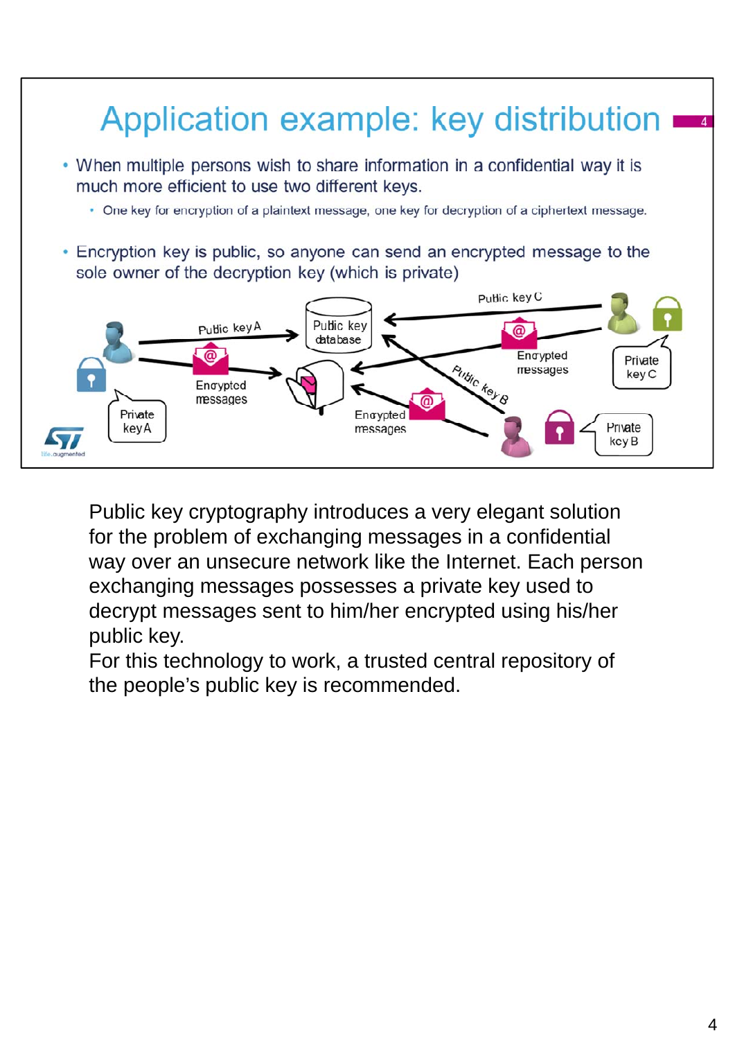# Application example: key distribution

- When multiple persons wish to share information in a confidential way it is much more efficient to use two different keys.
  - One key for encryption of a plaintext message, one key for decryption of a ciphertext message.
- Encryption key is public, so anyone can send an encrypted message to the sole owner of the decryption key (which is private)

Public key A — Public key database — Public key C — Public key B — Encrypted messages — Private key A — Private key B — Private key C

Public key cryptography introduces a very elegant solution for the problem of exchanging messages in a confidential way over an unsecure network like the Internet. Each person exchanging messages possesses a private key used to decrypt messages sent to him/her encrypted using his/her public key.

For this technology to work, a trusted central repository of the people's public key is recommended.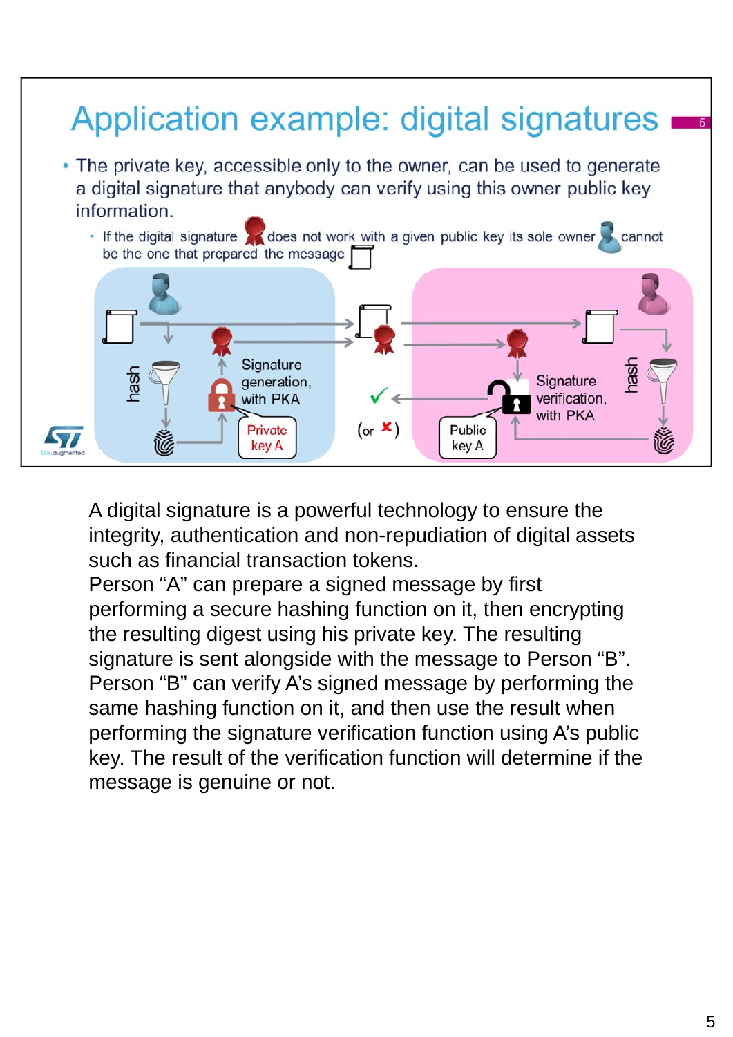# Application example: digital signatures

- The private key, accessible only to the owner, can be used to generate a digital signature that anybody can verify using this owner public key information.
  - If the digital signature does not work with a given public key its sole owner cannot be the one that prepared the message

hash

Signature generation, with PKA

Private key A

(or ✗)

Public key A

Signature verification, with PKA

hash

A digital signature is a powerful technology to ensure the integrity, authentication and non-repudiation of digital assets such as financial transaction tokens.
Person “A” can prepare a signed message by first performing a secure hashing function on it, then encrypting the resulting digest using his private key. The resulting signature is sent alongside with the message to Person “B”.
Person “B” can verify A’s signed message by performing the same hashing function on it, and then use the result when performing the signature verification function using A’s public key. The result of the verification function will determine if the message is genuine or not.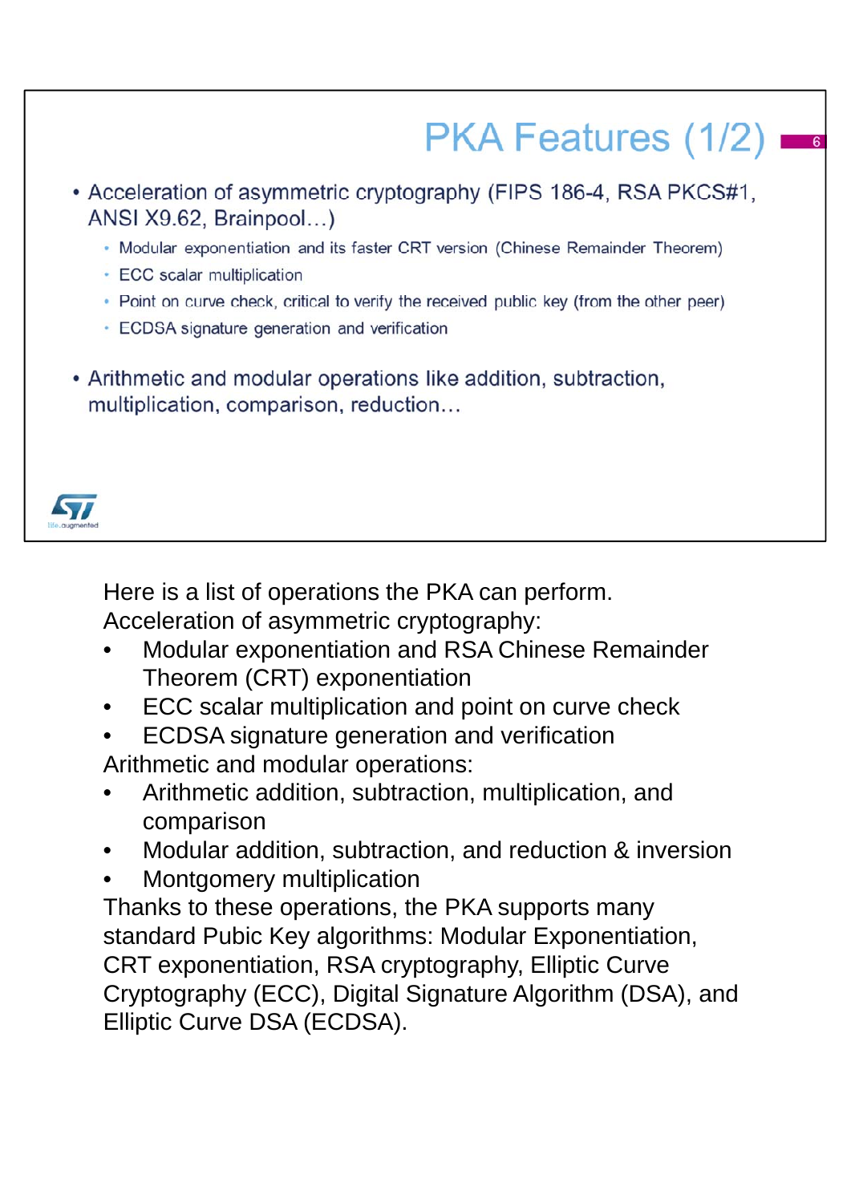## PKA Features (1/2)

- Acceleration of asymmetric cryptography (FIPS 186-4, RSA PKCS#1, ANSI X9.62, Brainpool…)
  - Modular exponentiation and its faster CRT version (Chinese Remainder Theorem)
  - ECC scalar multiplication
  - Point on curve check, critical to verify the received public key (from the other peer)
  - ECDSA signature generation and verification
- Arithmetic and modular operations like addition, subtraction, multiplication, comparison, reduction…

Here is a list of operations the PKA can perform.

Acceleration of asymmetric cryptography:

- Modular exponentiation and RSA Chinese Remainder Theorem (CRT) exponentiation
- ECC scalar multiplication and point on curve check
- ECDSA signature generation and verification

Arithmetic and modular operations:

- Arithmetic addition, subtraction, multiplication, and comparison
- Modular addition, subtraction, and reduction & inversion
- Montgomery multiplication

Thanks to these operations, the PKA supports many standard Pubic Key algorithms: Modular Exponentiation, CRT exponentiation, RSA cryptography, Elliptic Curve Cryptography (ECC), Digital Signature Algorithm (DSA), and Elliptic Curve DSA (ECDSA).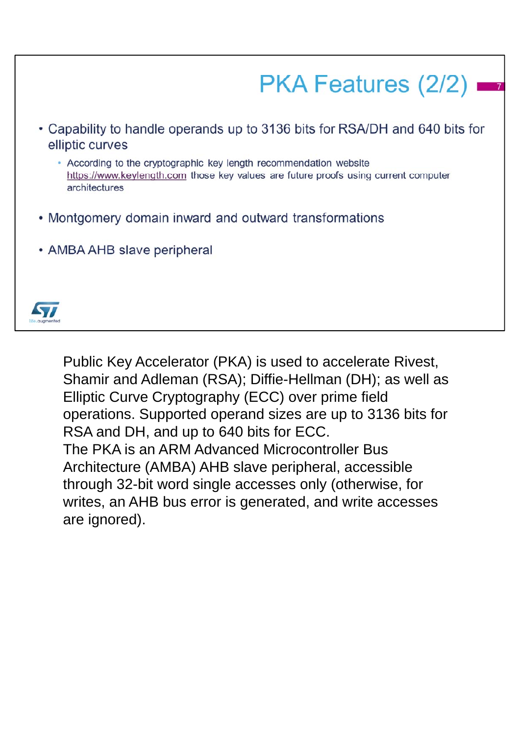# PKA Features (2/2)

- Capability to handle operands up to 3136 bits for RSA/DH and 640 bits for elliptic curves
  - According to the cryptographic key length recommendation website https://www.keylength.com those key values are future proofs using current computer architectures
- Montgomery domain inward and outward transformations
- AMBA AHB slave peripheral

Public Key Accelerator (PKA) is used to accelerate Rivest, Shamir and Adleman (RSA); Diffie-Hellman (DH); as well as Elliptic Curve Cryptography (ECC) over prime field operations. Supported operand sizes are up to 3136 bits for RSA and DH, and up to 640 bits for ECC.

The PKA is an ARM Advanced Microcontroller Bus Architecture (AMBA) AHB slave peripheral, accessible through 32-bit word single accesses only (otherwise, for writes, an AHB bus error is generated, and write accesses are ignored).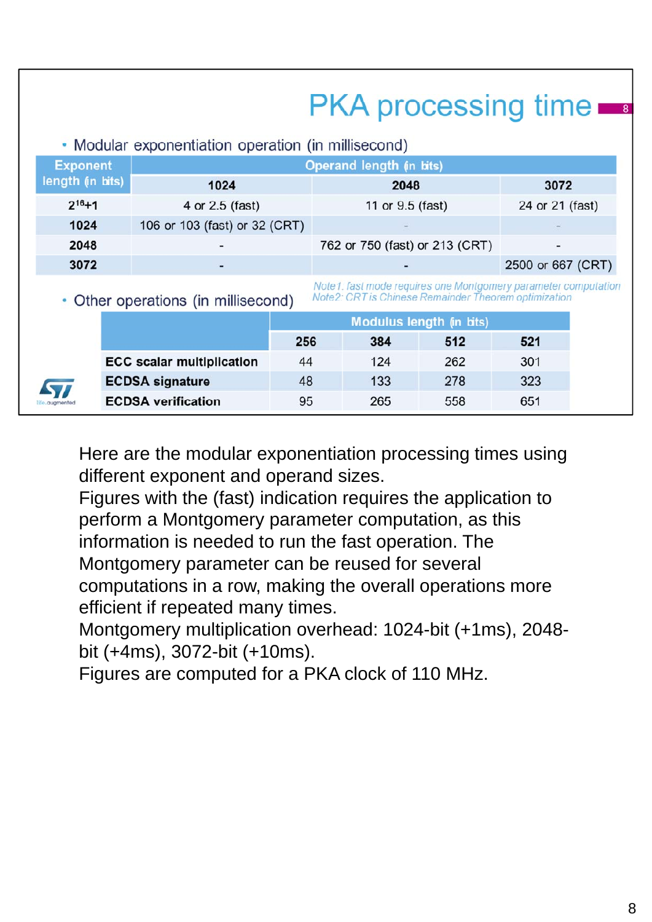# PKA processing time

- Modular exponentiation operation (in millisecond)

| Exponent length (in bits) | Operand length (in bits) | | |
|---|---|---|---|
| | 1024 | 2048 | 3072 |
| $2^{16}+1$ | 4 or 2.5 (fast) | 11 or 9.5 (fast) | 24 or 21 (fast) |
| 1024 | 106 or 103 (fast) or 32 (CRT) | - | - |
| 2048 | - | 762 or 750 (fast) or 213 (CRT) | - |
| 3072 | - | - | 2500 or 667 (CRT) |

*Note1: fast mode requires one Montgomery parameter computation*
*Note2: CRT is Chinese Remainder Theorem optimization*

- Other operations (in millisecond)

| | Modulus length (in bits) | | | |
|---|---|---|---|---|
| | 256 | 384 | 512 | 521 |
| **ECC scalar multiplication** | 44 | 124 | 262 | 301 |
| **ECDSA signature** | 48 | 133 | 278 | 323 |
| **ECDSA verification** | 95 | 265 | 558 | 651 |

Here are the modular exponentiation processing times using different exponent and operand sizes.
Figures with the (fast) indication requires the application to perform a Montgomery parameter computation, as this information is needed to run the fast operation. The Montgomery parameter can be reused for several computations in a row, making the overall operations more efficient if repeated many times.
Montgomery multiplication overhead: 1024-bit (+1ms), 2048-bit (+4ms), 3072-bit (+10ms).
Figures are computed for a PKA clock of 110 MHz.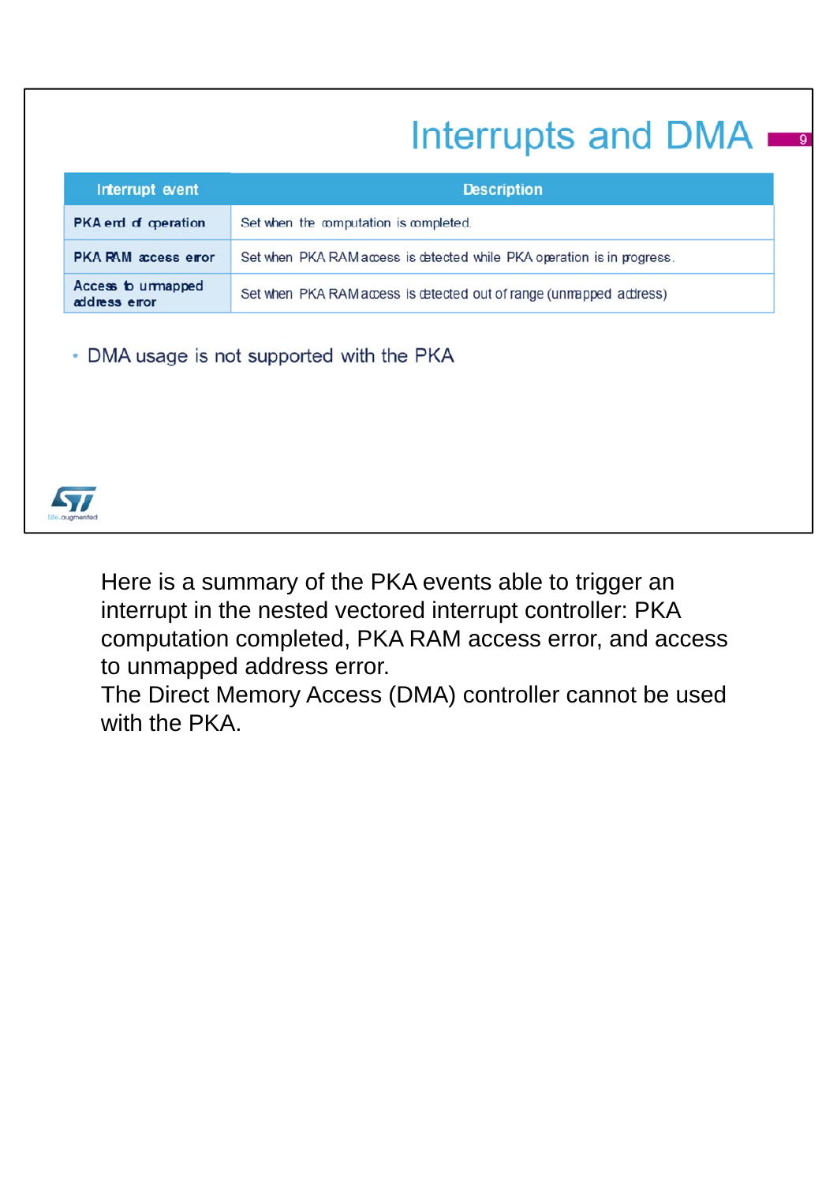# Interrupts and DMA

| Interrupt event | Description |
|---|---|
| PKA end of operation | Set when the computation is completed. |
| PKA RAM access error | Set when PKA RAM access is detected while PKA operation is in progress. |
| Access to unmapped address error | Set when PKA RAM access is detected out of range (unmapped address) |

- DMA usage is not supported with the PKA

Here is a summary of the PKA events able to trigger an interrupt in the nested vectored interrupt controller: PKA computation completed, PKA RAM access error, and access to unmapped address error.
The Direct Memory Access (DMA) controller cannot be used with the PKA.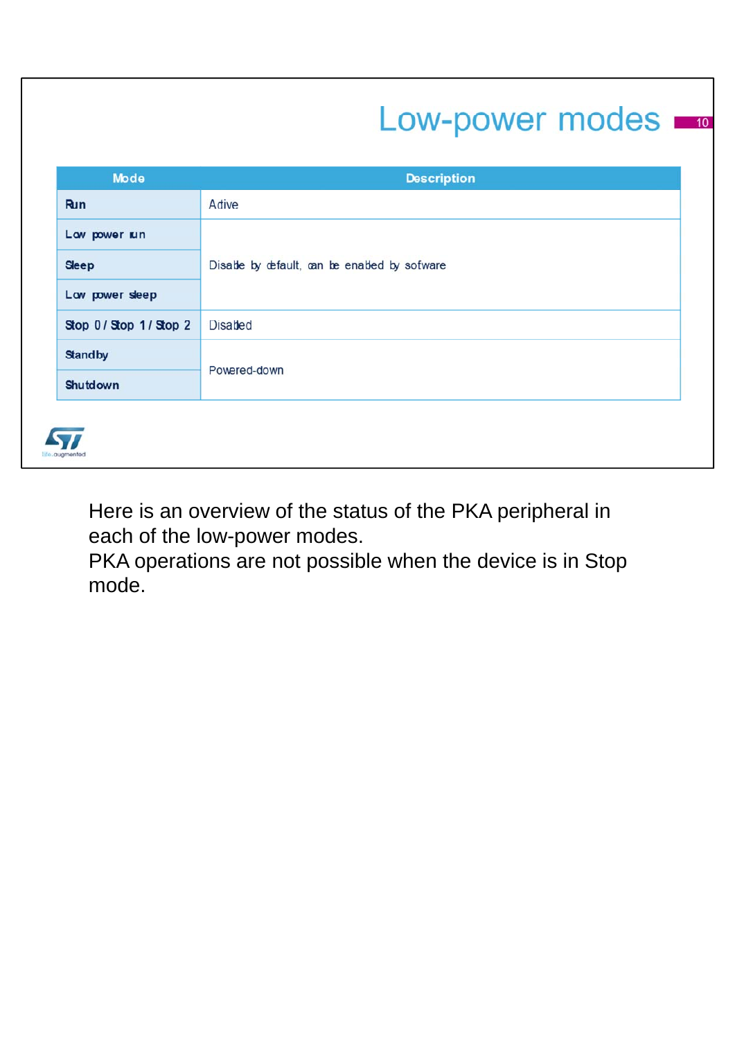# Low-power modes

| Mode | Description |
|---|---|
| Run | Active |
| Low power run | Disable by default, can be enabled by software |
| Sleep | |
| Low power sleep | |
| Stop 0 / Stop 1 / Stop 2 | Disabled |
| Standby | Powered-down |
| Shutdown | |

Here is an overview of the status of the PKA peripheral in each of the low-power modes.
PKA operations are not possible when the device is in Stop mode.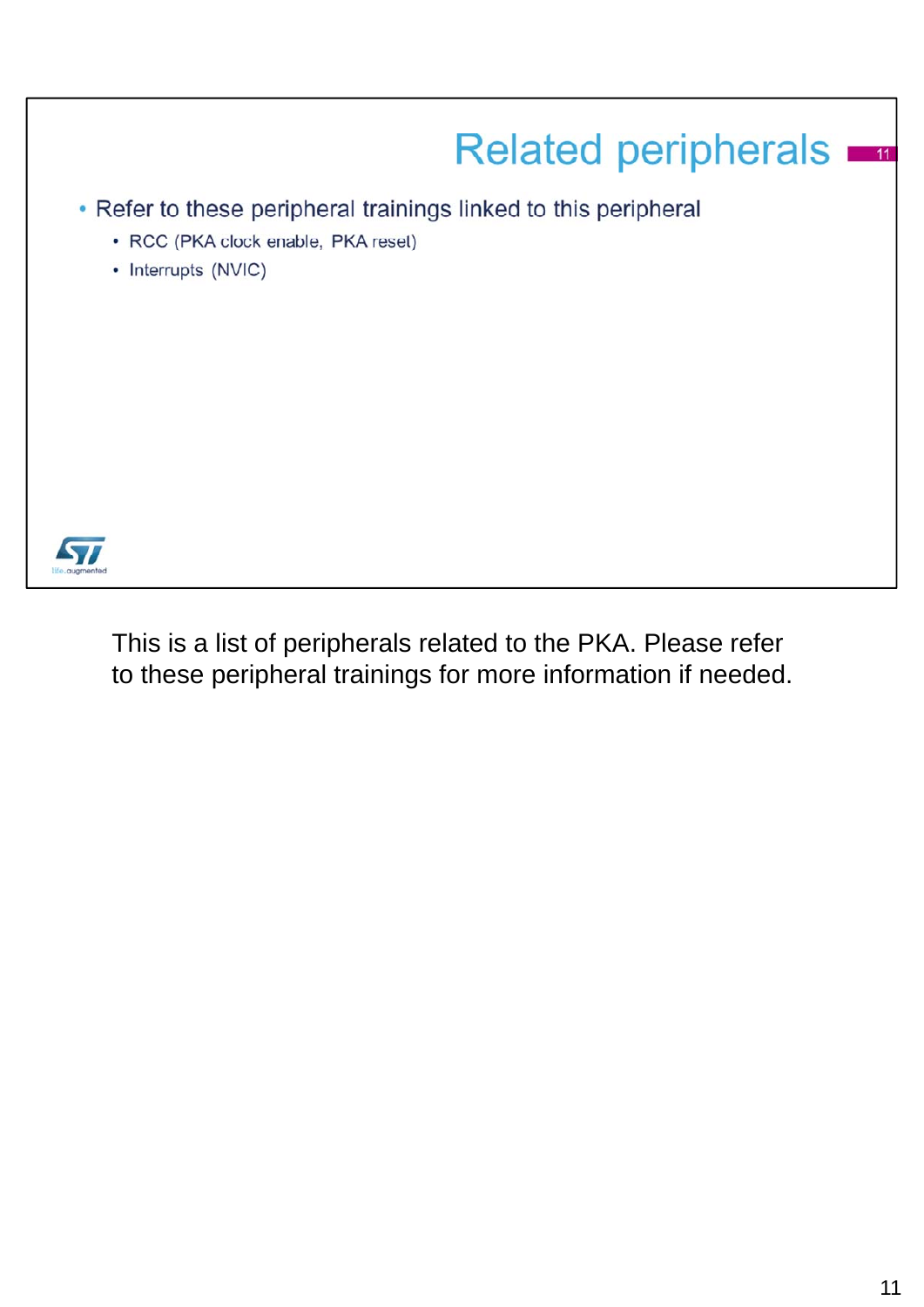## Related peripherals

- Refer to these peripheral trainings linked to this peripheral
  - RCC (PKA clock enable, PKA reset)
  - Interrupts (NVIC)

This is a list of peripherals related to the PKA. Please refer to these peripheral trainings for more information if needed.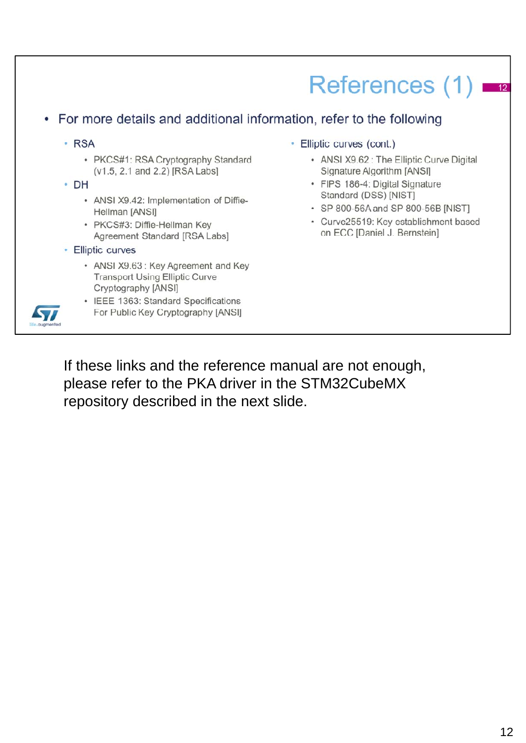# References (1)

- For more details and additional information, refer to the following
  - RSA
    - PKCS#1: RSA Cryptography Standard (v1.5, 2.1 and 2.2) [RSA Labs]
  - DH
    - ANSI X9.42: Implementation of Diffie-Hellman [ANSI]
    - PKCS#3: Diffie-Hellman Key Agreement Standard [RSA Labs]
  - Elliptic curves
    - ANSI X9.63 : Key Agreement and Key Transport Using Elliptic Curve Cryptography [ANSI]
    - IEEE 1363: Standard Specifications For Public Key Cryptography [ANSI]
  - Elliptic curves (cont.)
    - ANSI X9.62 : The Elliptic Curve Digital Signature Algorithm [ANSI]
    - FIPS 186-4: Digital Signature Standard (DSS) [NIST]
    - SP 800-56A and SP 800-56B [NIST]
    - Curve25519: Key establishment based on ECC [Daniel J. Bernstein]

If these links and the reference manual are not enough, please refer to the PKA driver in the STM32CubeMX repository described in the next slide.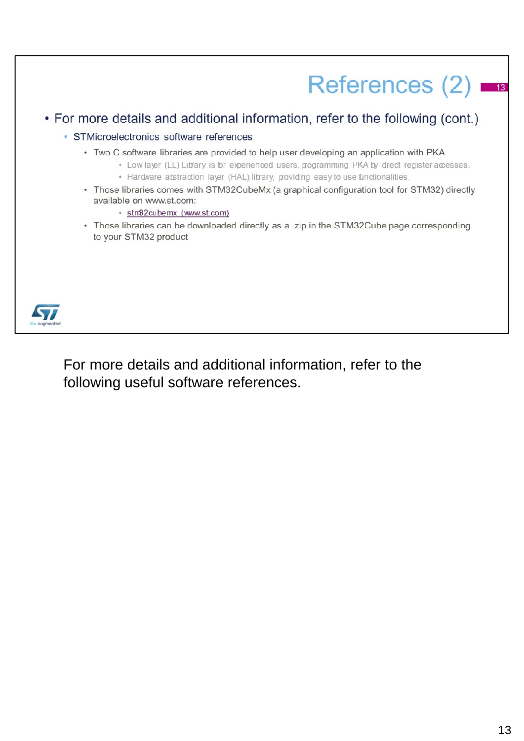# References (2)

- For more details and additional information, refer to the following (cont.)
  - STMicroelectronics software references
    - Two C software libraries are provided to help user developing an application with PKA
      - Low layer (LL) Library is for experienced users, programming PKA by direct register accesses.
      - Hardware abstraction layer (HAL) library, providing easy to use functionalities.
    - Those libraries comes with STM32CubeMx (a graphical configuration tool for STM32) directly available on www.st.com:
      - stm32cubemx (www.st.com)
    - Those libraries can be downloaded directly as a .zip in the STM32Cube page corresponding to your STM32 product

For more details and additional information, refer to the following useful software references.